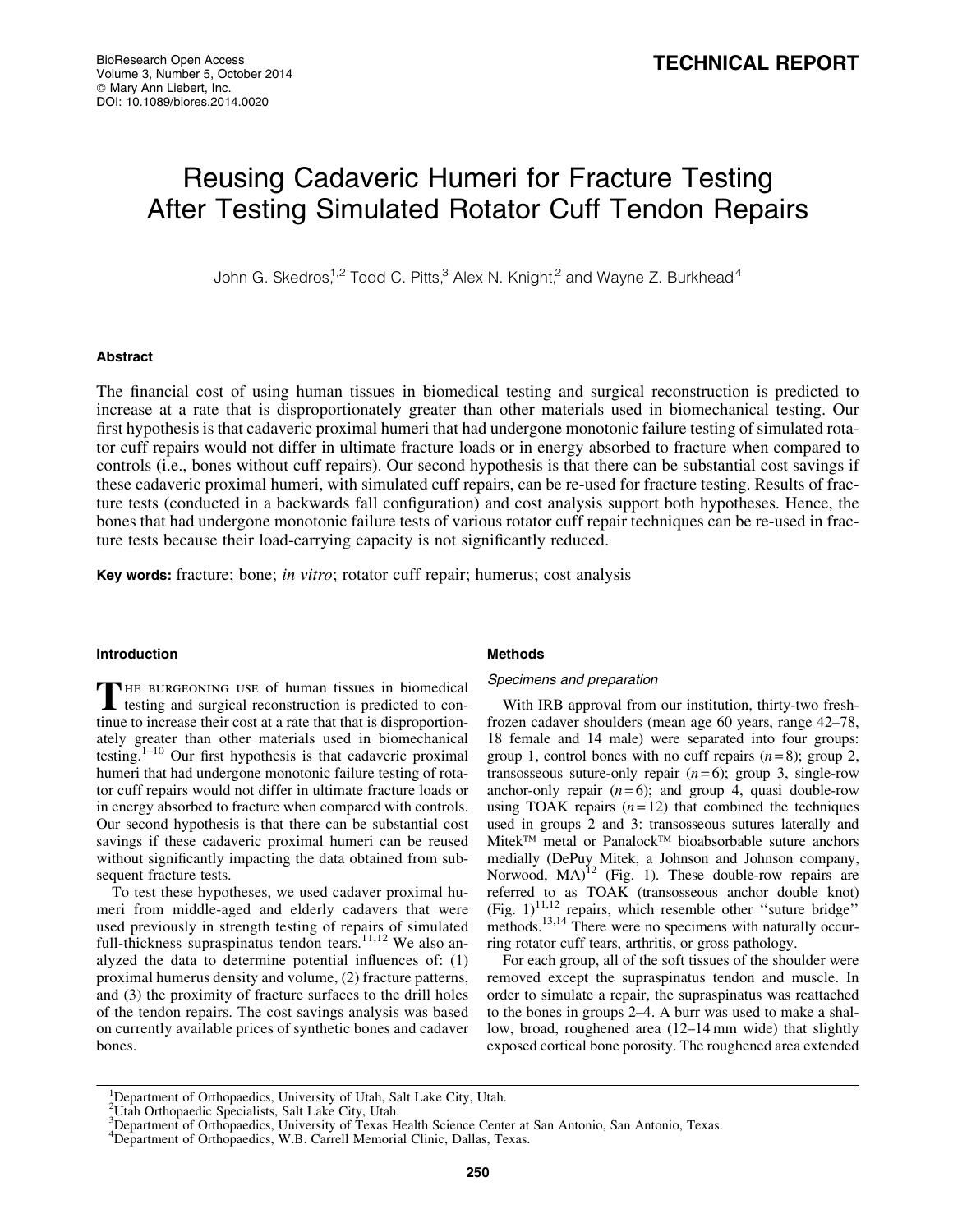# Reusing Cadaveric Humeri for Fracture Testing After Testing Simulated Rotator Cuff Tendon Repairs

John G. Skedros,[1,2] Todd C. Pitts,[3] Alex N. Knight,[2] and Wayne Z. Burkhead[4]

## Abstract

The financial cost of using human tissues in biomedical testing and surgical reconstruction is predicted to increase at a rate that is disproportionately greater than other materials used in biomechanical testing. Our first hypothesis is that cadaveric proximal humeri that had undergone monotonic failure testing of simulated rotator cuff repairs would not differ in ultimate fracture loads or in energy absorbed to fracture when compared to controls (i.e., bones without cuff repairs). Our second hypothesis is that there can be substantial cost savings if these cadaveric proximal humeri, with simulated cuff repairs, can be re-used for fracture testing. Results of fracture tests (conducted in a backwards fall configuration) and cost analysis support both hypotheses. Hence, the bones that had undergone monotonic failure tests of various rotator cuff repair techniques can be re-used in fracture tests because their load-carrying capacity is not significantly reduced.

**Key words:** fracture; bone; *in vitro*; rotator cuff repair; humerus; cost analysis

## Introduction

The burgeoning use of human tissues in biomedical testing and surgical reconstruction is predicted to continue to increase their cost at a rate that that is disproportionately greater than other materials used in biomechanical testing.[1–10] Our first hypothesis is that cadaveric proximal humeri that had undergone monotonic failure testing of rotator cuff repairs would not differ in ultimate fracture loads or in energy absorbed to fracture when compared with controls. Our second hypothesis is that there can be substantial cost savings if these cadaveric proximal humeri can be reused without significantly impacting the data obtained from subsequent fracture tests.

To test these hypotheses, we used cadaver proximal humeri from middle-aged and elderly cadavers that were used previously in strength testing of repairs of simulated full-thickness supraspinatus tendon tears.[11,12] We also analyzed the data to determine potential influences of: (1) proximal humerus density and volume, (2) fracture patterns, and (3) the proximity of fracture surfaces to the drill holes of the tendon repairs. The cost savings analysis was based on currently available prices of synthetic bones and cadaver bones.

## Methods

### Specimens and preparation

With IRB approval from our institution, thirty-two fresh-frozen cadaver shoulders (mean age 60 years, range 42–78, 18 female and 14 male) were separated into four groups: group 1, control bones with no cuff repairs ($n=8$); group 2, transosseous suture-only repair ($n=6$); group 3, single-row anchor-only repair ($n=6$); and group 4, quasi double-row using TOAK repairs ($n=12$) that combined the techniques used in groups 2 and 3: transosseous sutures laterally and Mitek™ metal or Panalock™ bioabsorbable suture anchors medially (DePuy Mitek, a Johnson and Johnson company, Norwood, MA)[12] (Fig. 1). These double-row repairs are referred to as TOAK (transosseous anchor double knot) (Fig. 1)[11,12] repairs, which resemble other ''suture bridge'' methods.[13,14] There were no specimens with naturally occurring rotator cuff tears, arthritis, or gross pathology.

For each group, all of the soft tissues of the shoulder were removed except the supraspinatus tendon and muscle. In order to simulate a repair, the supraspinatus was reattached to the bones in groups 2–4. A burr was used to make a shallow, broad, roughened area (12–14 mm wide) that slightly exposed cortical bone porosity. The roughened area extended

[1]Department of Orthopaedics, University of Utah, Salt Lake City, Utah.
[2]Utah Orthopaedic Specialists, Salt Lake City, Utah.
[3]Department of Orthopaedics, University of Texas Health Science Center at San Antonio, San Antonio, Texas.
[4]Department of Orthopaedics, W.B. Carrell Memorial Clinic, Dallas, Texas.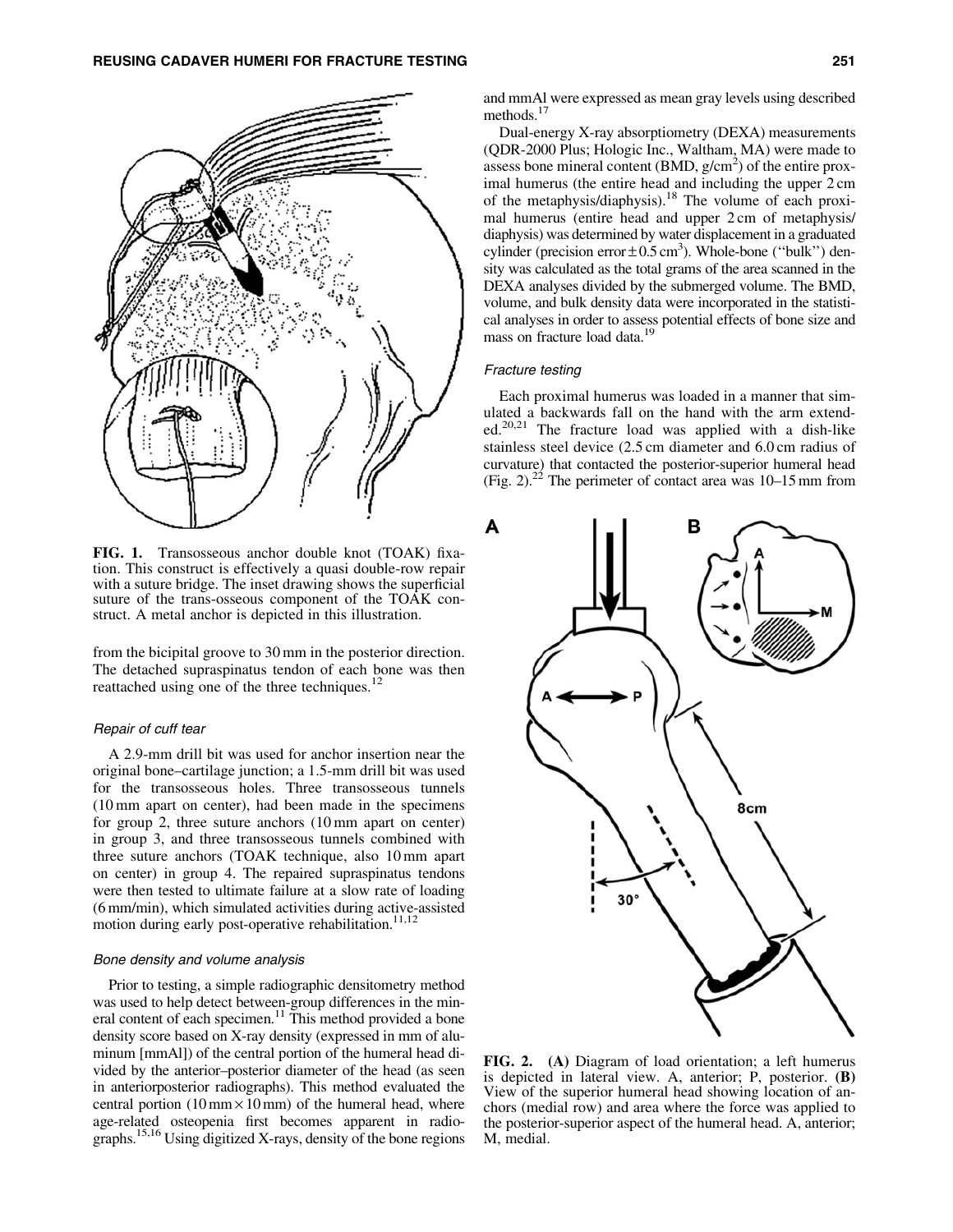FIG. 1. Transosseous anchor double knot (TOAK) fixation. This construct is effectively a quasi double-row repair with a suture bridge. The inset drawing shows the superficial suture of the trans-osseous component of the TOAK construct. A metal anchor is depicted in this illustration.

from the bicipital groove to 30 mm in the posterior direction. The detached supraspinatus tendon of each bone was then reattached using one of the three techniques.[12]

#### Repair of cuff tear

A 2.9-mm drill bit was used for anchor insertion near the original bone–cartilage junction; a 1.5-mm drill bit was used for the transosseous holes. Three transosseous tunnels (10 mm apart on center), had been made in the specimens for group 2, three suture anchors (10 mm apart on center) in group 3, and three transosseous tunnels combined with three suture anchors (TOAK technique, also 10 mm apart on center) in group 4. The repaired supraspinatus tendons were then tested to ultimate failure at a slow rate of loading (6 mm/min), which simulated activities during active-assisted motion during early post-operative rehabilitation.[11,12]

#### Bone density and volume analysis

Prior to testing, a simple radiographic densitometry method was used to help detect between-group differences in the mineral content of each specimen.[11] This method provided a bone density score based on X-ray density (expressed in mm of aluminum [mmAl]) of the central portion of the humeral head divided by the anterior–posterior diameter of the head (as seen in anteriorposterior radiographs). This method evaluated the central portion (10 mm × 10 mm) of the humeral head, where age-related osteopenia first becomes apparent in radiographs.[15,16] Using digitized X-rays, density of the bone regions and mmAl were expressed as mean gray levels using described methods.[17]

Dual-energy X-ray absorptiometry (DEXA) measurements (QDR-2000 Plus; Hologic Inc., Waltham, MA) were made to assess bone mineral content (BMD, g/cm$^2$) of the entire proximal humerus (the entire head and including the upper 2 cm of the metaphysis/diaphysis).[18] The volume of each proximal humerus (entire head and upper 2 cm of metaphysis/diaphysis) was determined by water displacement in a graduated cylinder (precision error ± 0.5 cm$^3$). Whole-bone (''bulk'') density was calculated as the total grams of the area scanned in the DEXA analyses divided by the submerged volume. The BMD, volume, and bulk density data were incorporated in the statistical analyses in order to assess potential effects of bone size and mass on fracture load data.[19]

#### Fracture testing

Each proximal humerus was loaded in a manner that simulated a backwards fall on the hand with the arm extended.[20,21] The fracture load was applied with a dish-like stainless steel device (2.5 cm diameter and 6.0 cm radius of curvature) that contacted the posterior-superior humeral head (Fig. 2).[22] The perimeter of contact area was 10–15 mm from

FIG. 2. **(A)** Diagram of load orientation; a left humerus is depicted in lateral view. A, anterior; P, posterior. **(B)** View of the superior humeral head showing location of anchors (medial row) and area where the force was applied to the posterior-superior aspect of the humeral head. A, anterior; M, medial.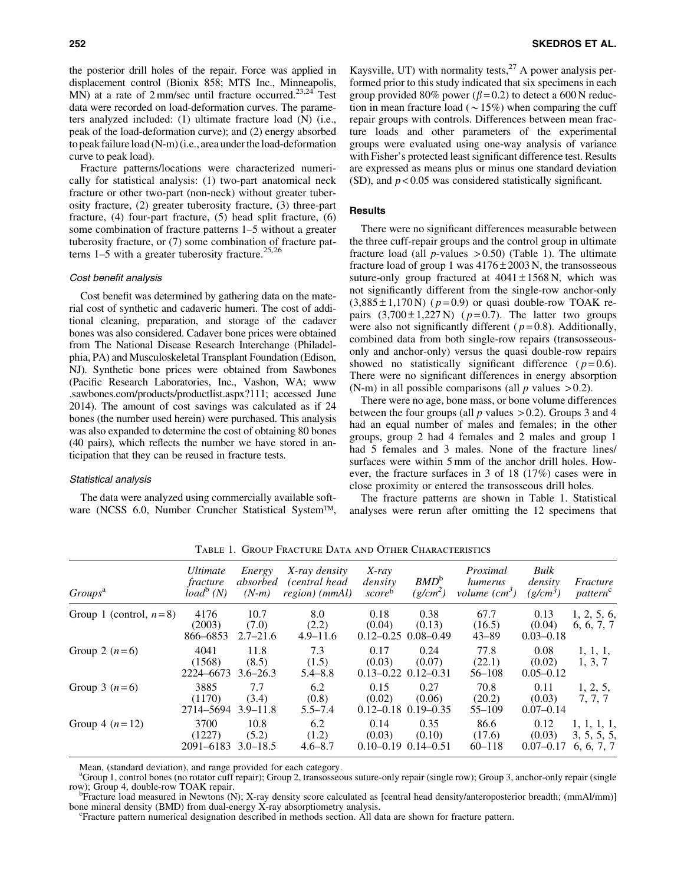the posterior drill holes of the repair. Force was applied in displacement control (Bionix 858; MTS Inc., Minneapolis, MN) at a rate of 2 mm/sec until fracture occurred.[23,24] Test data were recorded on load-deformation curves. The parameters analyzed included: (1) ultimate fracture load (N) (i.e., peak of the load-deformation curve); and (2) energy absorbed to peak failure load (N-m) (i.e., area under the load-deformation curve to peak load).

Fracture patterns/locations were characterized numerically for statistical analysis: (1) two-part anatomical neck fracture or other two-part (non-neck) without greater tuberosity fracture, (2) greater tuberosity fracture, (3) three-part fracture, (4) four-part fracture, (5) head split fracture, (6) some combination of fracture patterns 1–5 without a greater tuberosity fracture, or (7) some combination of fracture patterns 1–5 with a greater tuberosity fracture.[25,26]

### Cost benefit analysis

Cost benefit was determined by gathering data on the material cost of synthetic and cadaveric humeri. The cost of additional cleaning, preparation, and storage of the cadaver bones was also considered. Cadaver bone prices were obtained from The National Disease Research Interchange (Philadelphia, PA) and Musculoskeletal Transplant Foundation (Edison, NJ). Synthetic bone prices were obtained from Sawbones (Pacific Research Laboratories, Inc., Vashon, WA; www.sawbones.com/products/productlist.aspx?111; accessed June 2014). The amount of cost savings was calculated as if 24 bones (the number used herein) were purchased. This analysis was also expanded to determine the cost of obtaining 80 bones (40 pairs), which reflects the number we have stored in anticipation that they can be reused in fracture tests.

### Statistical analysis

The data were analyzed using commercially available software (NCSS 6.0, Number Cruncher Statistical System™, Kaysville, UT) with normality tests,[27] A power analysis performed prior to this study indicated that six specimens in each group provided 80% power ($\beta = 0.2$) to detect a 600 N reduction in mean fracture load ($\sim 15\%$) when comparing the cuff repair groups with controls. Differences between mean fracture loads and other parameters of the experimental groups were evaluated using one-way analysis of variance with Fisher's protected least significant difference test. Results are expressed as means plus or minus one standard deviation (SD), and $p < 0.05$ was considered statistically significant.

## Results

There were no significant differences measurable between the three cuff-repair groups and the control group in ultimate fracture load (all $p$-values $> 0.50$) (Table 1). The ultimate fracture load of group 1 was $4176 \pm 2003$ N, the transosseous suture-only group fractured at $4041 \pm 1568$ N, which was not significantly different from the single-row anchor-only ($3{,}885 \pm 1{,}170$ N) ($p = 0.9$) or quasi double-row TOAK repairs ($3{,}700 \pm 1{,}227$ N) ($p = 0.7$). The latter two groups were also not significantly different ($p = 0.8$). Additionally, combined data from both single-row repairs (transosseous-only and anchor-only) versus the quasi double-row repairs showed no statistically significant difference ($p = 0.6$). There were no significant differences in energy absorption (N-m) in all possible comparisons (all $p$ values $> 0.2$).

There were no age, bone mass, or bone volume differences between the four groups (all $p$ values $> 0.2$). Groups 3 and 4 had an equal number of males and females; in the other groups, group 2 had 4 females and 2 males and group 1 had 5 females and 3 males. None of the fracture lines/surfaces were within 5 mm of the anchor drill holes. However, the fracture surfaces in 3 of 18 (17%) cases were in close proximity or entered the transosseous drill holes.

The fracture patterns are shown in Table 1. Statistical analyses were rerun after omitting the 12 specimens that

Table 1. Group Fracture Data and Other Characteristics

| Groups[a] | Ultimate fracture load[b] (N) | Energy absorbed (N-m) | X-ray density (central head region) (mmAl) | X-ray density score[b] | BMD[b] ($g/cm^2$) | Proximal humerus volume ($cm^3$) | Bulk density ($g/cm^3$) | Fracture pattern[c] |
|---|---|---|---|---|---|---|---|---|
| Group 1 (control, $n = 8$) | 4176 (2003) 866–6853 | 10.7 (7.0) 2.7–21.6 | 8.0 (2.2) 4.9–11.6 | 0.18 (0.04) 0.12–0.25 | 0.38 (0.13) 0.08–0.49 | 67.7 (16.5) 43–89 | 0.13 (0.04) 0.03–0.18 | 1, 2, 5, 6, 6, 7, 7 |
| Group 2 ($n = 6$) | 4041 (1568) 2224–6673 | 11.8 (8.5) 3.6–26.3 | 7.3 (1.5) 5.4–8.8 | 0.17 (0.03) 0.13–0.22 | 0.24 (0.07) 0.12–0.31 | 77.8 (22.1) 56–108 | 0.08 (0.02) 0.05–0.12 | 1, 1, 1, 1, 3, 7 |
| Group 3 ($n = 6$) | 3885 (1170) 2714–5694 | 7.7 (3.4) 3.9–11.8 | 6.2 (0.8) 5.5–7.4 | 0.15 (0.02) 0.12–0.18 | 0.27 (0.06) 0.19–0.35 | 70.8 (20.2) 55–109 | 0.11 (0.03) 0.07–0.14 | 1, 2, 5, 7, 7, 7 |
| Group 4 ($n = 12$) | 3700 (1227) 2091–6183 | 10.8 (5.2) 3.0–18.5 | 6.2 (1.2) 4.6–8.7 | 0.14 (0.03) 0.10–0.19 | 0.35 (0.10) 0.14–0.51 | 86.6 (17.6) 60–118 | 0.12 (0.03) 0.07–0.17 | 1, 1, 1, 1, 3, 5, 5, 5, 6, 6, 7, 7 |

Mean, (standard deviation), and range provided for each category.

[a]Group 1, control bones (no rotator cuff repair); Group 2, transosseous suture-only repair (single row); Group 3, anchor-only repair (single row); Group 4, double-row TOAK repair.

[b]Fracture load measured in Newtons (N); X-ray density score calculated as [central head density/anteroposterior breadth; (mmAl/mm)] bone mineral density (BMD) from dual-energy X-ray absorptiometry analysis.

[c]Fracture pattern numerical designation described in methods section. All data are shown for fracture pattern.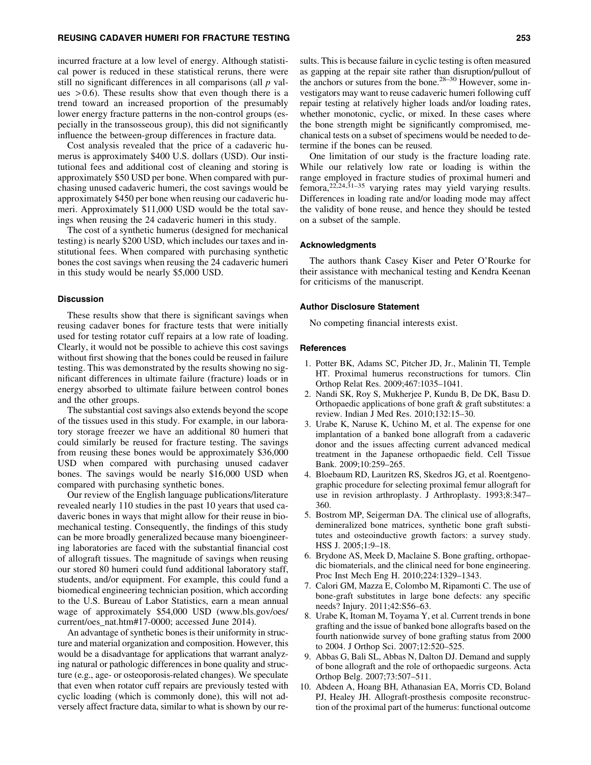incurred fracture at a low level of energy. Although statistical power is reduced in these statistical reruns, there were still no significant differences in all comparisons (all $p$ values $>0.6$). These results show that even though there is a trend toward an increased proportion of the presumably lower energy fracture patterns in the non-control groups (especially in the transosseous group), this did not significantly influence the between-group differences in fracture data.

Cost analysis revealed that the price of a cadaveric humerus is approximately \$400 U.S. dollars (USD). Our institutional fees and additional cost of cleaning and storing is approximately \$50 USD per bone. When compared with purchasing unused cadaveric humeri, the cost savings would be approximately \$450 per bone when reusing our cadaveric humeri. Approximately \$11,000 USD would be the total savings when reusing the 24 cadaveric humeri in this study.

The cost of a synthetic humerus (designed for mechanical testing) is nearly \$200 USD, which includes our taxes and institutional fees. When compared with purchasing synthetic bones the cost savings when reusing the 24 cadaveric humeri in this study would be nearly \$5,000 USD.

### Discussion

These results show that there is significant savings when reusing cadaver bones for fracture tests that were initially used for testing rotator cuff repairs at a low rate of loading. Clearly, it would not be possible to achieve this cost savings without first showing that the bones could be reused in failure testing. This was demonstrated by the results showing no significant differences in ultimate failure (fracture) loads or in energy absorbed to ultimate failure between control bones and the other groups.

The substantial cost savings also extends beyond the scope of the tissues used in this study. For example, in our laboratory storage freezer we have an additional 80 humeri that could similarly be reused for fracture testing. The savings from reusing these bones would be approximately \$36,000 USD when compared with purchasing unused cadaver bones. The savings would be nearly \$16,000 USD when compared with purchasing synthetic bones.

Our review of the English language publications/literature revealed nearly 110 studies in the past 10 years that used cadaveric bones in ways that might allow for their reuse in biomechanical testing. Consequently, the findings of this study can be more broadly generalized because many bioengineering laboratories are faced with the substantial financial cost of allograft tissues. The magnitude of savings when reusing our stored 80 humeri could fund additional laboratory staff, students, and/or equipment. For example, this could fund a biomedical engineering technician position, which according to the U.S. Bureau of Labor Statistics, earn a mean annual wage of approximately \$54,000 USD (www.bls.gov/oes/current/oes_nat.htm#17-0000; accessed June 2014).

An advantage of synthetic bones is their uniformity in structure and material organization and composition. However, this would be a disadvantage for applications that warrant analyzing natural or pathologic differences in bone quality and structure (e.g., age- or osteoporosis-related changes). We speculate that even when rotator cuff repairs are previously tested with cyclic loading (which is commonly done), this will not adversely affect fracture data, similar to what is shown by our results. This is because failure in cyclic testing is often measured as gapping at the repair site rather than disruption/pullout of the anchors or sutures from the bone.[28–30] However, some investigators may want to reuse cadaveric humeri following cuff repair testing at relatively higher loads and/or loading rates, whether monotonic, cyclic, or mixed. In these cases where the bone strength might be significantly compromised, mechanical tests on a subset of specimens would be needed to determine if the bones can be reused.

One limitation of our study is the fracture loading rate. While our relatively low rate or loading is within the range employed in fracture studies of proximal humeri and femora,[22,24,31–35] varying rates may yield varying results. Differences in loading rate and/or loading mode may affect the validity of bone reuse, and hence they should be tested on a subset of the sample.

### Acknowledgments

The authors thank Casey Kiser and Peter O'Rourke for their assistance with mechanical testing and Kendra Keenan for criticisms of the manuscript.

### Author Disclosure Statement

No competing financial interests exist.

### References

1. Potter BK, Adams SC, Pitcher JD, Jr., Malinin TI, Temple HT. Proximal humerus reconstructions for tumors. Clin Orthop Relat Res. 2009;467:1035–1041.
2. Nandi SK, Roy S, Mukherjee P, Kundu B, De DK, Basu D. Orthopaedic applications of bone graft & graft substitutes: a review. Indian J Med Res. 2010;132:15–30.
3. Urabe K, Naruse K, Uchino M, et al. The expense for one implantation of a banked bone allograft from a cadaveric donor and the issues affecting current advanced medical treatment in the Japanese orthopaedic field. Cell Tissue Bank. 2009;10:259–265.
4. Bloebaum RD, Lauritzen RS, Skedros JG, et al. Roentgenographic procedure for selecting proximal femur allograft for use in revision arthroplasty. J Arthroplasty. 1993;8:347–360.
5. Bostrom MP, Seigerman DA. The clinical use of allografts, demineralized bone matrices, synthetic bone graft substitutes and osteoinductive growth factors: a survey study. HSS J. 2005;1:9–18.
6. Brydone AS, Meek D, Maclaine S. Bone grafting, orthopaedic biomaterials, and the clinical need for bone engineering. Proc Inst Mech Eng H. 2010;224:1329–1343.
7. Calori GM, Mazza E, Colombo M, Ripamonti C. The use of bone-graft substitutes in large bone defects: any specific needs? Injury. 2011;42:S56–63.
8. Urabe K, Itoman M, Toyama Y, et al. Current trends in bone grafting and the issue of banked bone allografts based on the fourth nationwide survey of bone grafting status from 2000 to 2004. J Orthop Sci. 2007;12:520–525.
9. Abbas G, Bali SL, Abbas N, Dalton DJ. Demand and supply of bone allograft and the role of orthopaedic surgeons. Acta Orthop Belg. 2007;73:507–511.
10. Abdeen A, Hoang BH, Athanasian EA, Morris CD, Boland PJ, Healey JH. Allograft-prosthesis composite reconstruction of the proximal part of the humerus: functional outcome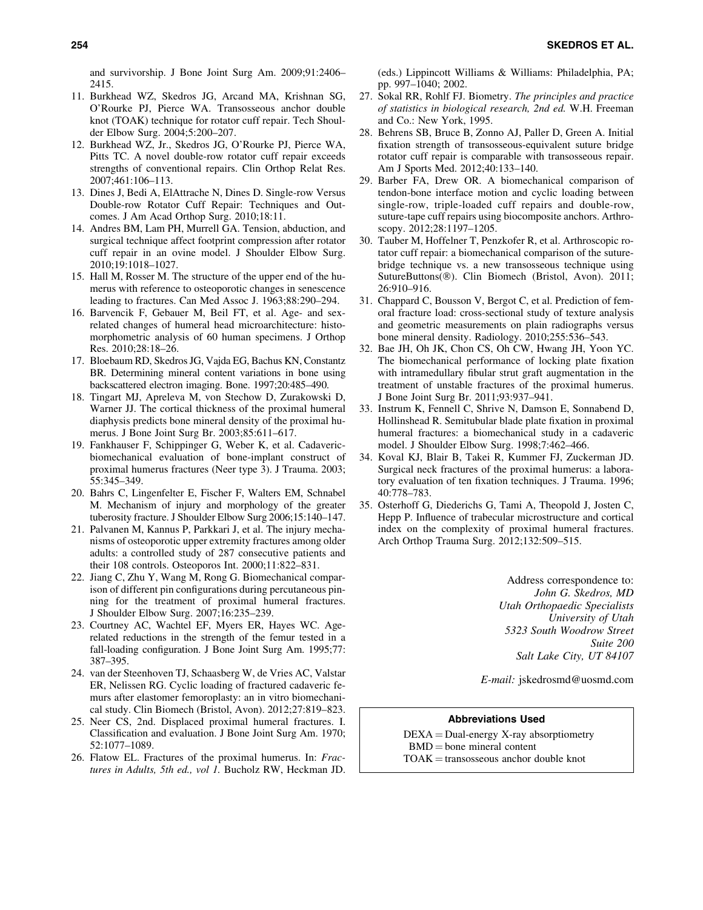and survivorship. J Bone Joint Surg Am. 2009;91:2406–2415.

11. Burkhead WZ, Skedros JG, Arcand MA, Krishnan SG, O'Rourke PJ, Pierce WA. Transosseous anchor double knot (TOAK) technique for rotator cuff repair. Tech Shoulder Elbow Surg. 2004;5:200–207.
12. Burkhead WZ, Jr., Skedros JG, O'Rourke PJ, Pierce WA, Pitts TC. A novel double-row rotator cuff repair exceeds strengths of conventional repairs. Clin Orthop Relat Res. 2007;461:106–113.
13. Dines J, Bedi A, ElAttrache N, Dines D. Single-row Versus Double-row Rotator Cuff Repair: Techniques and Outcomes. J Am Acad Orthop Surg. 2010;18:11.
14. Andres BM, Lam PH, Murrell GA. Tension, abduction, and surgical technique affect footprint compression after rotator cuff repair in an ovine model. J Shoulder Elbow Surg. 2010;19:1018–1027.
15. Hall M, Rosser M. The structure of the upper end of the humerus with reference to osteoporotic changes in senescence leading to fractures. Can Med Assoc J. 1963;88:290–294.
16. Barvencik F, Gebauer M, Beil FT, et al. Age- and sex-related changes of humeral head microarchitecture: histomorphometric analysis of 60 human specimens. J Orthop Res. 2010;28:18–26.
17. Bloebaum RD, Skedros JG, Vajda EG, Bachus KN, Constantz BR. Determining mineral content variations in bone using backscattered electron imaging. Bone. 1997;20:485–490.
18. Tingart MJ, Apreleva M, von Stechow D, Zurakowski D, Warner JJ. The cortical thickness of the proximal humeral diaphysis predicts bone mineral density of the proximal humerus. J Bone Joint Surg Br. 2003;85:611–617.
19. Fankhauser F, Schippinger G, Weber K, et al. Cadaveric-biomechanical evaluation of bone-implant construct of proximal humerus fractures (Neer type 3). J Trauma. 2003; 55:345–349.
20. Bahrs C, Lingenfelter E, Fischer F, Walters EM, Schnabel M. Mechanism of injury and morphology of the greater tuberosity fracture. J Shoulder Elbow Surg 2006;15:140–147.
21. Palvanen M, Kannus P, Parkkari J, et al. The injury mechanisms of osteoporotic upper extremity fractures among older adults: a controlled study of 287 consecutive patients and their 108 controls. Osteoporos Int. 2000;11:822–831.
22. Jiang C, Zhu Y, Wang M, Rong G. Biomechanical comparison of different pin configurations during percutaneous pinning for the treatment of proximal humeral fractures. J Shoulder Elbow Surg. 2007;16:235–239.
23. Courtney AC, Wachtel EF, Myers ER, Hayes WC. Age-related reductions in the strength of the femur tested in a fall-loading configuration. J Bone Joint Surg Am. 1995;77: 387–395.
24. van der Steenhoven TJ, Schaasberg W, de Vries AC, Valstar ER, Nelissen RG. Cyclic loading of fractured cadaveric femurs after elastomer femoroplasty: an in vitro biomechanical study. Clin Biomech (Bristol, Avon). 2012;27:819–823.
25. Neer CS, 2nd. Displaced proximal humeral fractures. I. Classification and evaluation. J Bone Joint Surg Am. 1970; 52:1077–1089.
26. Flatow EL. Fractures of the proximal humerus. In: *Fractures in Adults, 5th ed., vol 1.* Bucholz RW, Heckman JD. (eds.) Lippincott Williams & Williams: Philadelphia, PA; pp. 997–1040; 2002.
27. Sokal RR, Rohlf FJ. Biometry. *The principles and practice of statistics in biological research, 2nd ed.* W.H. Freeman and Co.: New York, 1995.
28. Behrens SB, Bruce B, Zonno AJ, Paller D, Green A. Initial fixation strength of transosseous-equivalent suture bridge rotator cuff repair is comparable with transosseous repair. Am J Sports Med. 2012;40:133–140.
29. Barber FA, Drew OR. A biomechanical comparison of tendon-bone interface motion and cyclic loading between single-row, triple-loaded cuff repairs and double-row, suture-tape cuff repairs using biocomposite anchors. Arthroscopy. 2012;28:1197–1205.
30. Tauber M, Hoffelner T, Penzkofer R, et al. Arthroscopic rotator cuff repair: a biomechanical comparison of the suture-bridge technique vs. a new transosseous technique using SutureButtons(®). Clin Biomech (Bristol, Avon). 2011; 26:910–916.
31. Chappard C, Bousson V, Bergot C, et al. Prediction of femoral fracture load: cross-sectional study of texture analysis and geometric measurements on plain radiographs versus bone mineral density. Radiology. 2010;255:536–543.
32. Bae JH, Oh JK, Chon CS, Oh CW, Hwang JH, Yoon YC. The biomechanical performance of locking plate fixation with intramedullary fibular strut graft augmentation in the treatment of unstable fractures of the proximal humerus. J Bone Joint Surg Br. 2011;93:937–941.
33. Instrum K, Fennell C, Shrive N, Damson E, Sonnabend D, Hollinshead R. Semitubular blade plate fixation in proximal humeral fractures: a biomechanical study in a cadaveric model. J Shoulder Elbow Surg. 1998;7:462–466.
34. Koval KJ, Blair B, Takei R, Kummer FJ, Zuckerman JD. Surgical neck fractures of the proximal humerus: a laboratory evaluation of ten fixation techniques. J Trauma. 1996; 40:778–783.
35. Osterhoff G, Diederichs G, Tami A, Theopold J, Josten C, Hepp P. Influence of trabecular microstructure and cortical index on the complexity of proximal humeral fractures. Arch Orthop Trauma Surg. 2012;132:509–515.

Address correspondence to:
*John G. Skedros, MD*
*Utah Orthopaedic Specialists*
*University of Utah*
*5323 South Woodrow Street*
*Suite 200*
*Salt Lake City, UT 84107*

*E-mail:* jskedrosmd@uosmd.com

**Abbreviations Used**

DEXA = Dual-energy X-ray absorptiometry
BMD = bone mineral content
TOAK = transosseous anchor double knot